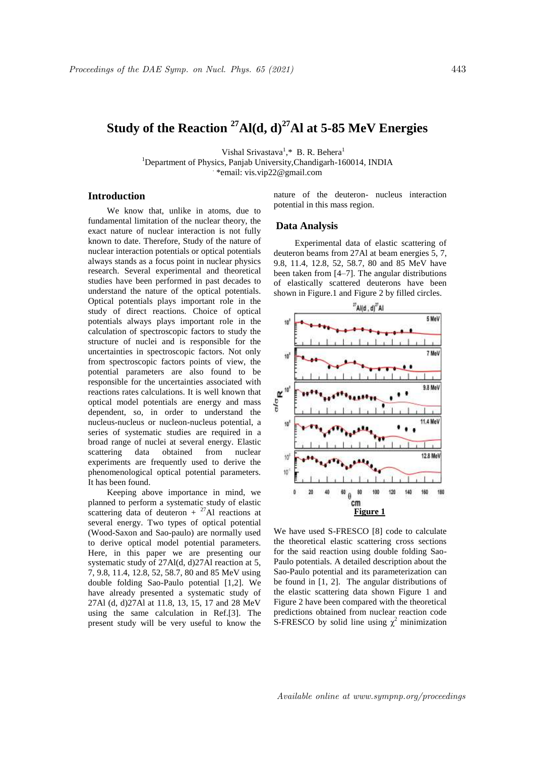# Study of the Reaction $^{27}$Al(d, d)$^{27}$Al at 5-85 MeV Energies

Vishal Srivastava[1],* B. R. Behera[1]

[1]Department of Physics, Panjab University,Chandigarh-160014, INDIA

*email: vis.vip22@gmail.com

## Introduction

We know that, unlike in atoms, due to fundamental limitation of the nuclear theory, the exact nature of nuclear interaction is not fully known to date. Therefore, Study of the nature of nuclear interaction potentials or optical potentials always stands as a focus point in nuclear physics research. Several experimental and theoretical studies have been performed in past decades to understand the nature of the optical potentials. Optical potentials plays important role in the study of direct reactions. Choice of optical potentials always plays important role in the calculation of spectroscopic factors to study the structure of nuclei and is responsible for the uncertainties in spectroscopic factors. Not only from spectroscopic factors points of view, the potential parameters are also found to be responsible for the uncertainties associated with reactions rates calculations. It is well known that optical model potentials are energy and mass dependent, so, in order to understand the nucleus-nucleus or nucleon-nucleus potential, a series of systematic studies are required in a broad range of nuclei at several energy. Elastic scattering data obtained from nuclear experiments are frequently used to derive the phenomenological optical potential parameters. It has been found.

Keeping above importance in mind, we planned to perform a systematic study of elastic scattering data of deuteron + $^{27}$Al reactions at several energy. Two types of optical potential (Wood-Saxon and Sao-paulo) are normally used to derive optical model potential parameters. Here, in this paper we are presenting our systematic study of 27Al(d, d)27Al reaction at 5, 7, 9.8, 11.4, 12.8, 52, 58.7, 80 and 85 MeV using double folding Sao-Paulo potential [1,2]. We have already presented a systematic study of 27Al (d, d)27Al at 11.8, 13, 15, 17 and 28 MeV using the same calculation in Ref.[3]. The present study will be very useful to know the nature of the deuteron- nucleus interaction potential in this mass region.

## Data Analysis

Experimental data of elastic scattering of deuteron beams from 27Al at beam energies 5, 7, 9.8, 11.4, 12.8, 52, 58.7, 80 and 85 MeV have been taken from [4–7]. The angular distributions of elastically scattered deuterons have been shown in Figure.1 and Figure 2 by filled circles.

**Figure 1**

We have used S-FRESCO [8] code to calculate the theoretical elastic scattering cross sections for the said reaction using double folding Sao-Paulo potentials. A detailed description about the Sao-Paulo potential and its parameterization can be found in [1, 2]. The angular distributions of the elastic scattering data shown Figure 1 and Figure 2 have been compared with the theoretical predictions obtained from nuclear reaction code S-FRESCO by solid line using $\chi^2$ minimization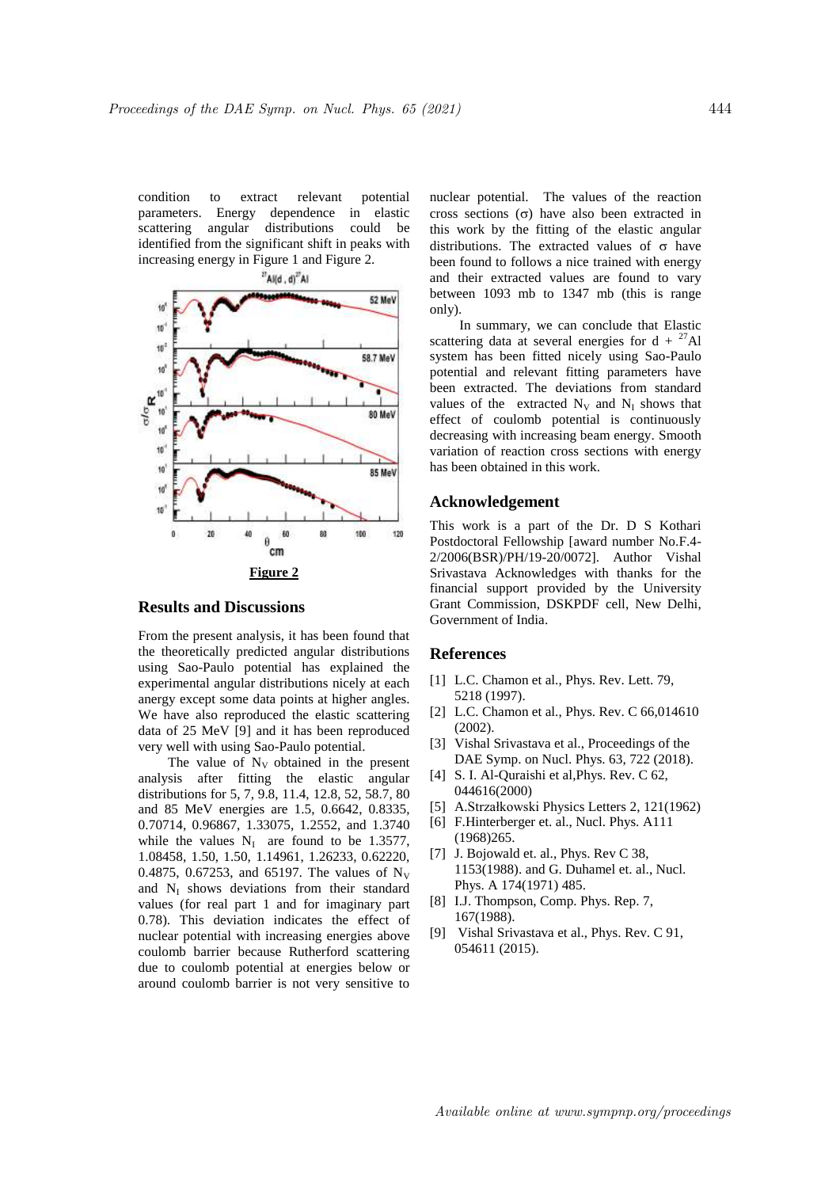condition to extract relevant potential parameters. Energy dependence in elastic scattering angular distributions could be identified from the significant shift in peaks with increasing energy in Figure 1 and Figure 2.

$^{27}$Al(d , d)$^{27}$Al

52 MeV

58.7 MeV

80 MeV

85 MeV

$\sigma/\sigma_R$

$\theta_{cm}$

0 20 40 60 80 100 120

**Figure 2**

## Results and Discussions

From the present analysis, it has been found that the theoretically predicted angular distributions using Sao-Paulo potential has explained the experimental angular distributions nicely at each anergy except some data points at higher angles. We have also reproduced the elastic scattering data of 25 MeV [9] and it has been reproduced very well with using Sao-Paulo potential.

The value of $N_V$ obtained in the present analysis after fitting the elastic angular distributions for 5, 7, 9.8, 11.4, 12.8, 52, 58.7, 80 and 85 MeV energies are 1.5, 0.6642, 0.8335, 0.70714, 0.96867, 1.33075, 1.2552, and 1.3740 while the values $N_I$ are found to be 1.3577, 1.08458, 1.50, 1.50, 1.14961, 1.26233, 0.62220, 0.4875, 0.67253, and 65197. The values of $N_V$ and $N_I$ shows deviations from their standard values (for real part 1 and for imaginary part 0.78). This deviation indicates the effect of nuclear potential with increasing energies above coulomb barrier because Rutherford scattering due to coulomb potential at energies below or around coulomb barrier is not very sensitive to nuclear potential. The values of the reaction cross sections ($\sigma$) have also been extracted in this work by the fitting of the elastic angular distributions. The extracted values of $\sigma$ have been found to follows a nice trained with energy and their extracted values are found to vary between 1093 mb to 1347 mb (this is range only).

In summary, we can conclude that Elastic scattering data at several energies for d + $^{27}$Al system has been fitted nicely using Sao-Paulo potential and relevant fitting parameters have been extracted. The deviations from standard values of the extracted $N_V$ and $N_I$ shows that effect of coulomb potential is continuously decreasing with increasing beam energy. Smooth variation of reaction cross sections with energy has been obtained in this work.

## Acknowledgement

This work is a part of the Dr. D S Kothari Postdoctoral Fellowship [award number No.F.4-2/2006(BSR)/PH/19-20/0072]. Author Vishal Srivastava Acknowledges with thanks for the financial support provided by the University Grant Commission, DSKPDF cell, New Delhi, Government of India.

## References

[1] L.C. Chamon et al., Phys. Rev. Lett. 79, 5218 (1997).

[2] L.C. Chamon et al., Phys. Rev. C 66,014610 (2002).

[3] Vishal Srivastava et al., Proceedings of the DAE Symp. on Nucl. Phys. 63, 722 (2018).

[4] S. I. Al-Quraishi et al,Phys. Rev. C 62, 044616(2000)

[5] A.Strzałkowski Physics Letters 2, 121(1962)

[6] F.Hinterberger et. al., Nucl. Phys. A111 (1968)265.

[7] J. Bojowald et. al., Phys. Rev C 38, 1153(1988). and G. Duhamel et. al., Nucl. Phys. A 174(1971) 485.

[8] I.J. Thompson, Comp. Phys. Rep. 7, 167(1988).

[9] Vishal Srivastava et al., Phys. Rev. C 91, 054611 (2015).